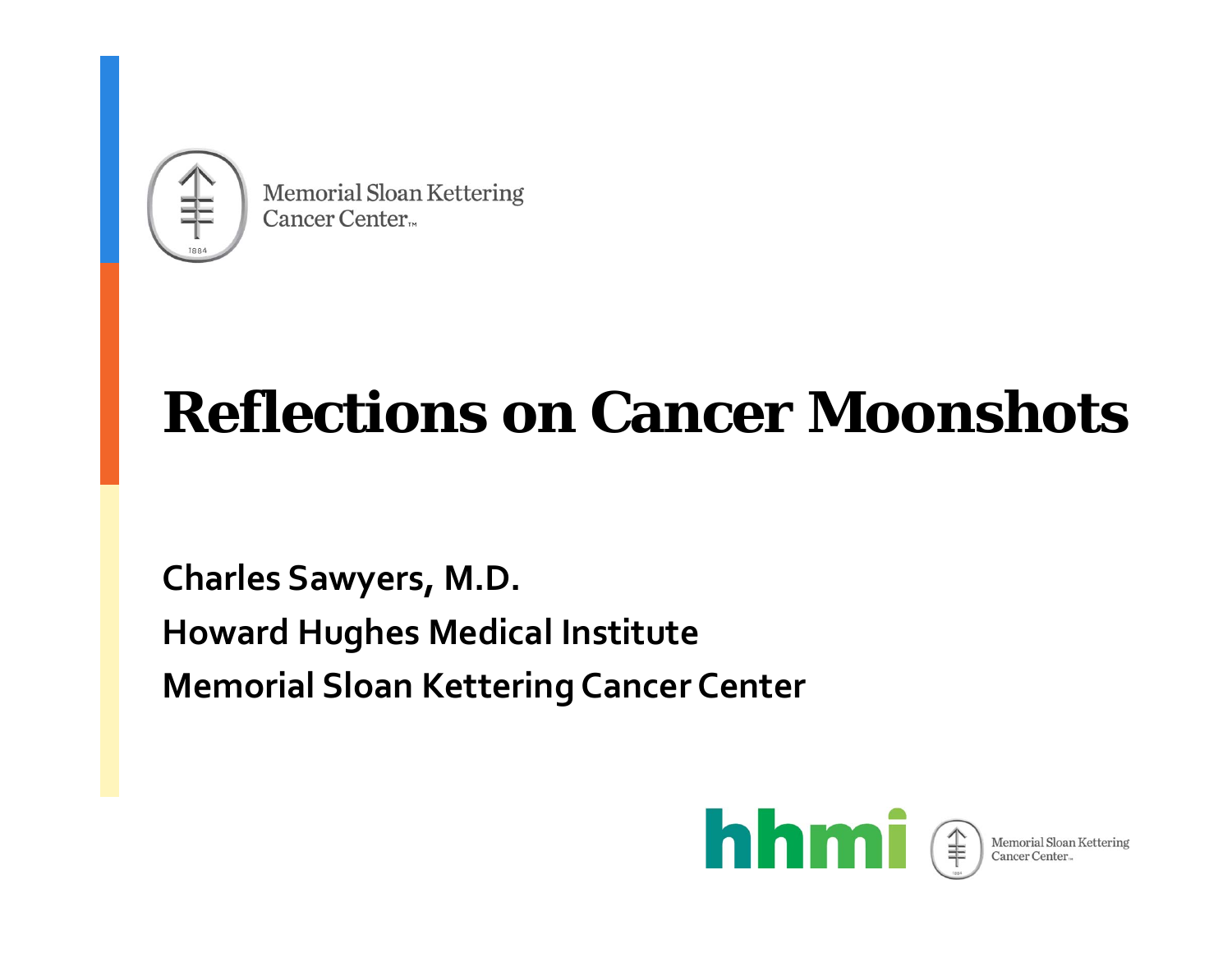Memorial Sloan Kettering Cancer Center

# Reflections on Cancer Moonshots

**Charles Sawyers, M.D.**

**Howard Hughes Medical Institute**

**Memorial Sloan Kettering Cancer Center**

hhmi

Memorial Sloan Kettering Cancer Center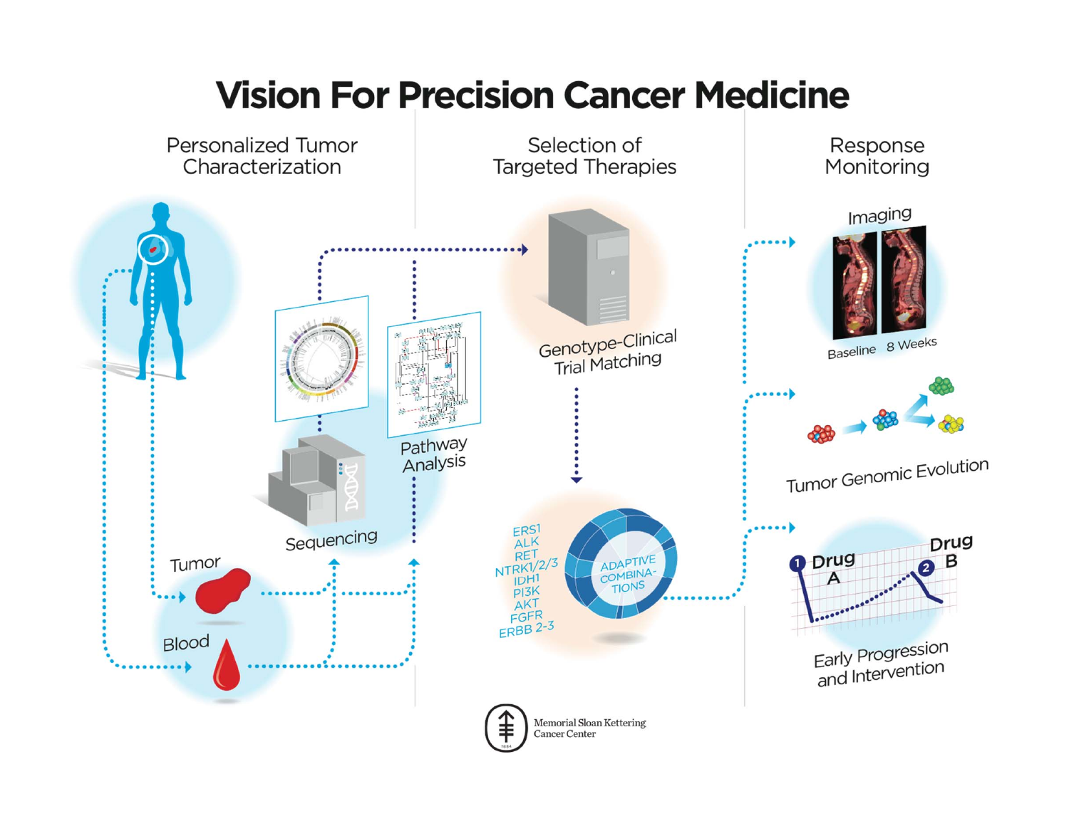# Vision For Precision Cancer Medicine

Personalized Tumor Characterization

Selection of Targeted Therapies

Response Monitoring

Sequencing

Pathway Analysis

Tumor

Blood

Genotype-Clinical Trial Matching

ERS1
ALK
RET
NTRK1/2/3
IDH1
PI3K
AKT
FGFR
ERBB 2-3

ADAPTIVE COMBINATIONS

Imaging

Baseline

8 Weeks

Tumor Genomic Evolution

1 Drug A

2 Drug B

Early Progression and Intervention

Memorial Sloan Kettering Cancer Center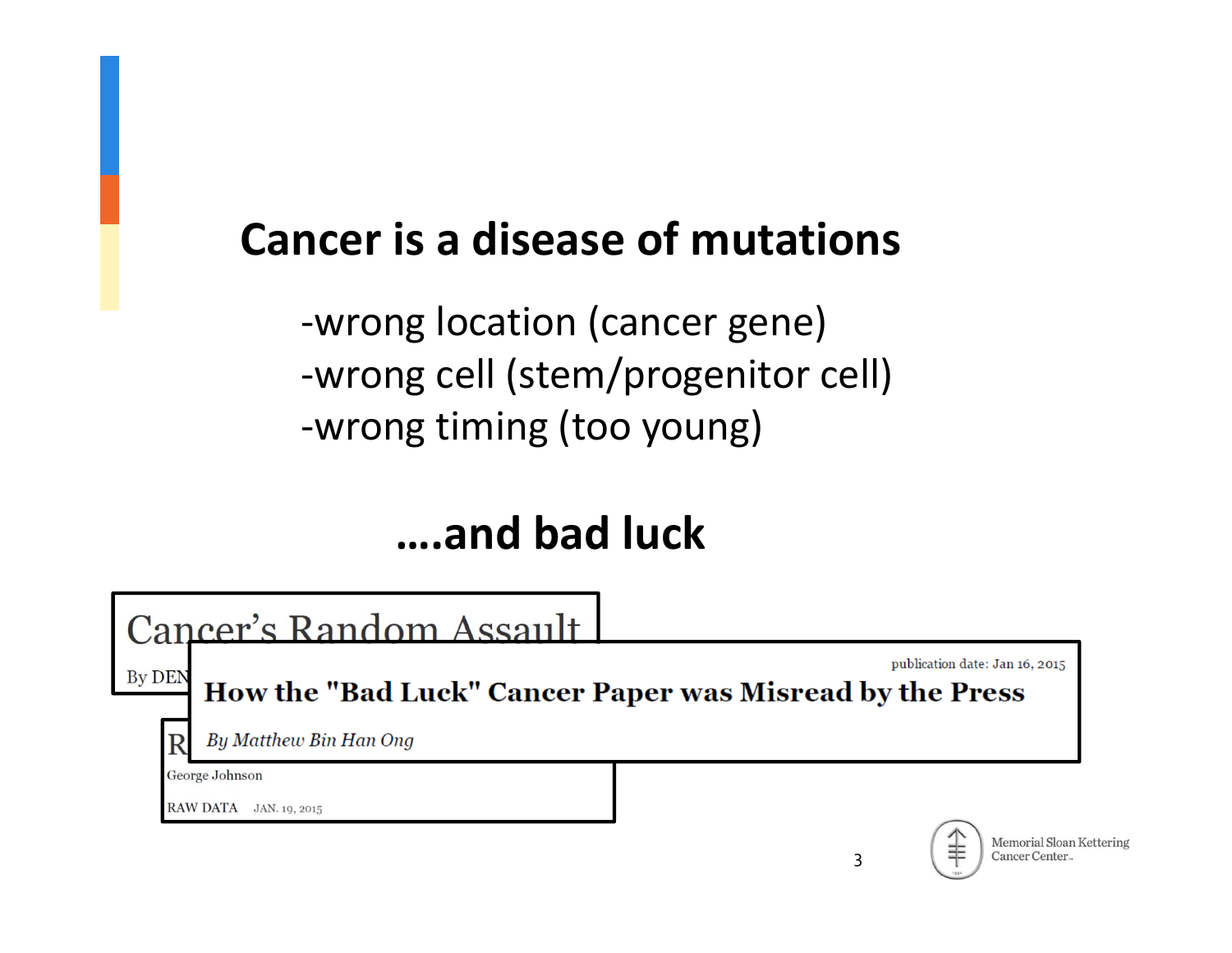# Cancer is a disease of mutations

-wrong location (cancer gene)
-wrong cell (stem/progenitor cell)
-wrong timing (too young)

## ….and bad luck

Cancer's Random Assault

By DEN

publication date: Jan 16, 2015

**How the "Bad Luck" Cancer Paper was Misread by the Press**

*By Matthew Bin Han Ong*

R

George Johnson

RAW DATA JAN. 19, 2015

Memorial Sloan Kettering Cancer Center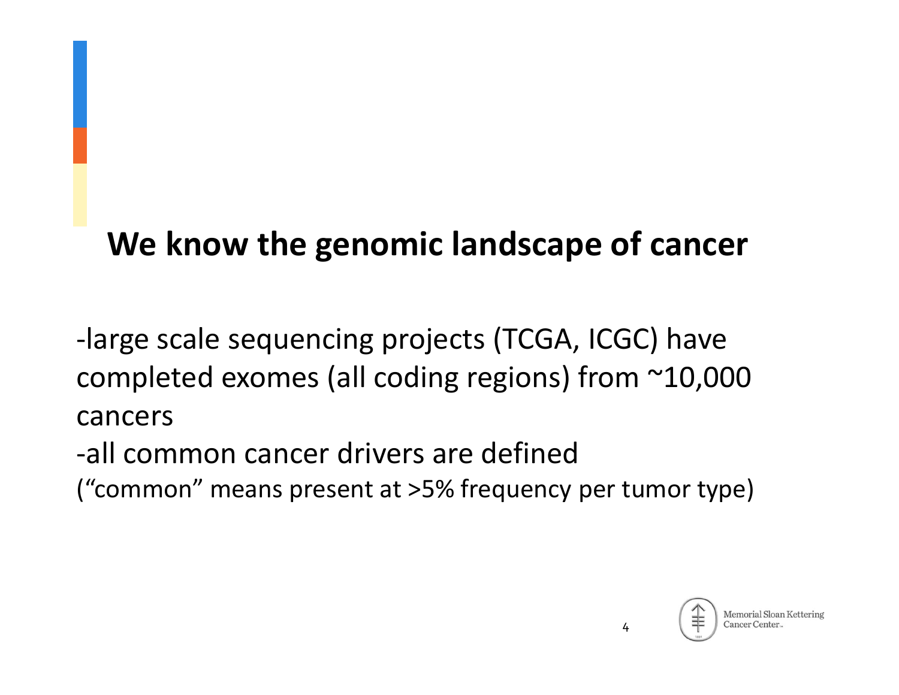# We know the genomic landscape of cancer

-large scale sequencing projects (TCGA, ICGC) have completed exomes (all coding regions) from ~10,000 cancers

-all common cancer drivers are defined

("common" means present at >5% frequency per tumor type)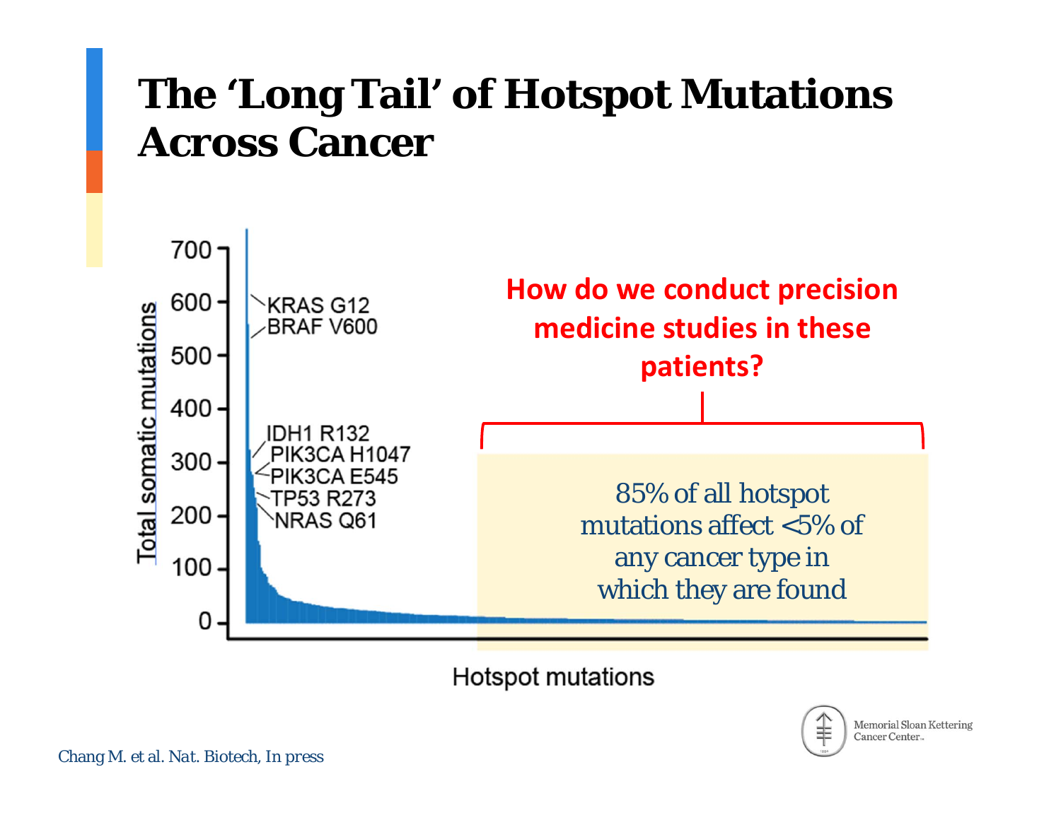# The 'Long Tail' of Hotspot Mutations Across Cancer

700
600
500
400
300
200
100
0

Total somatic mutations

KRAS G12
BRAF V600
IDH1 R132
PIK3CA H1047
PIK3CA E545
TP53 R273
NRAS Q61

Hotspot mutations

**How do we conduct precision medicine studies in these patients?**

85% of all hotspot mutations affect <5% of any cancer type in which they are found

Chang M. et al. Nat. Biotech, In press

Memorial Sloan Kettering Cancer Center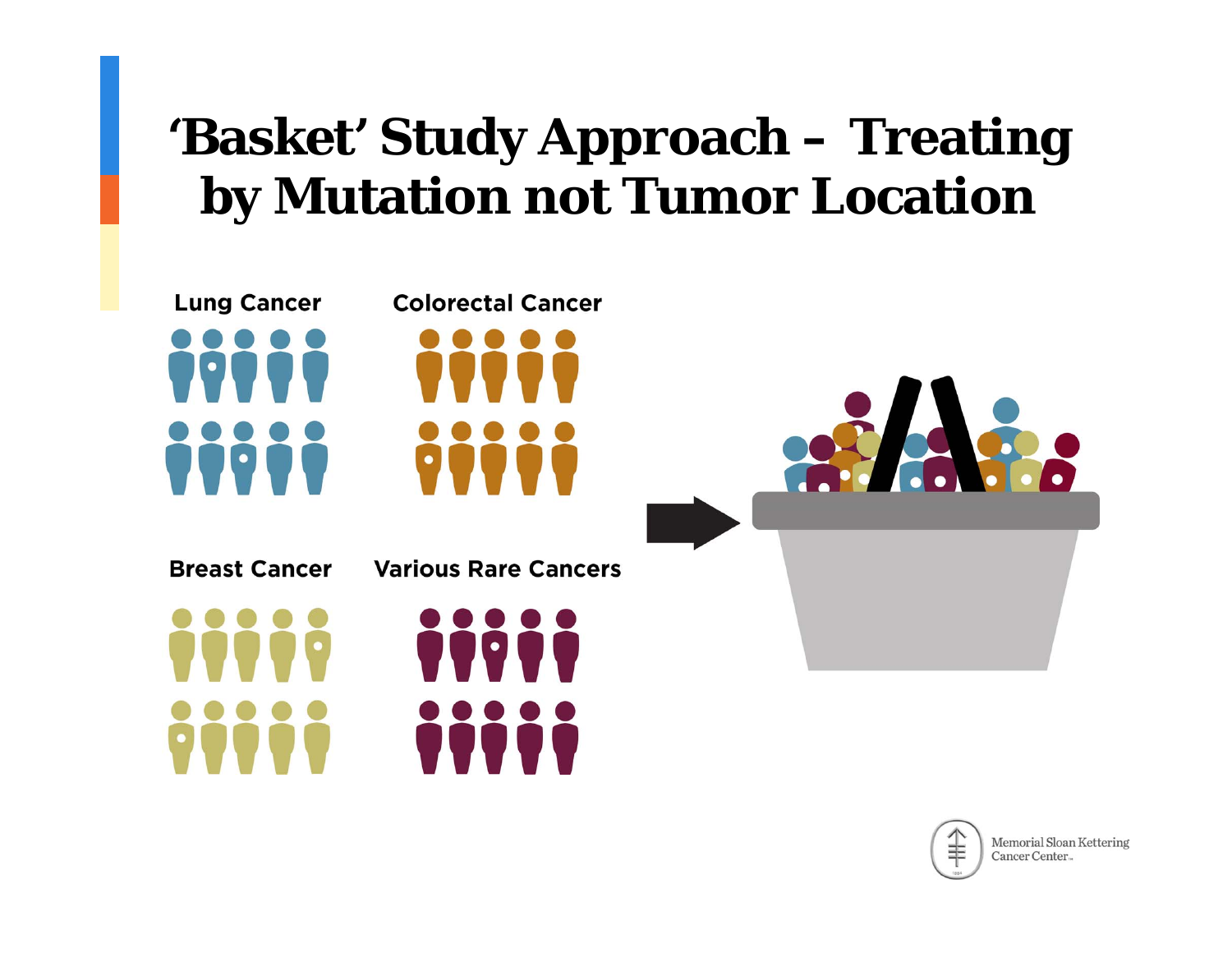# 'Basket' Study Approach – Treating by Mutation not Tumor Location

Lung Cancer

Colorectal Cancer

Breast Cancer

Various Rare Cancers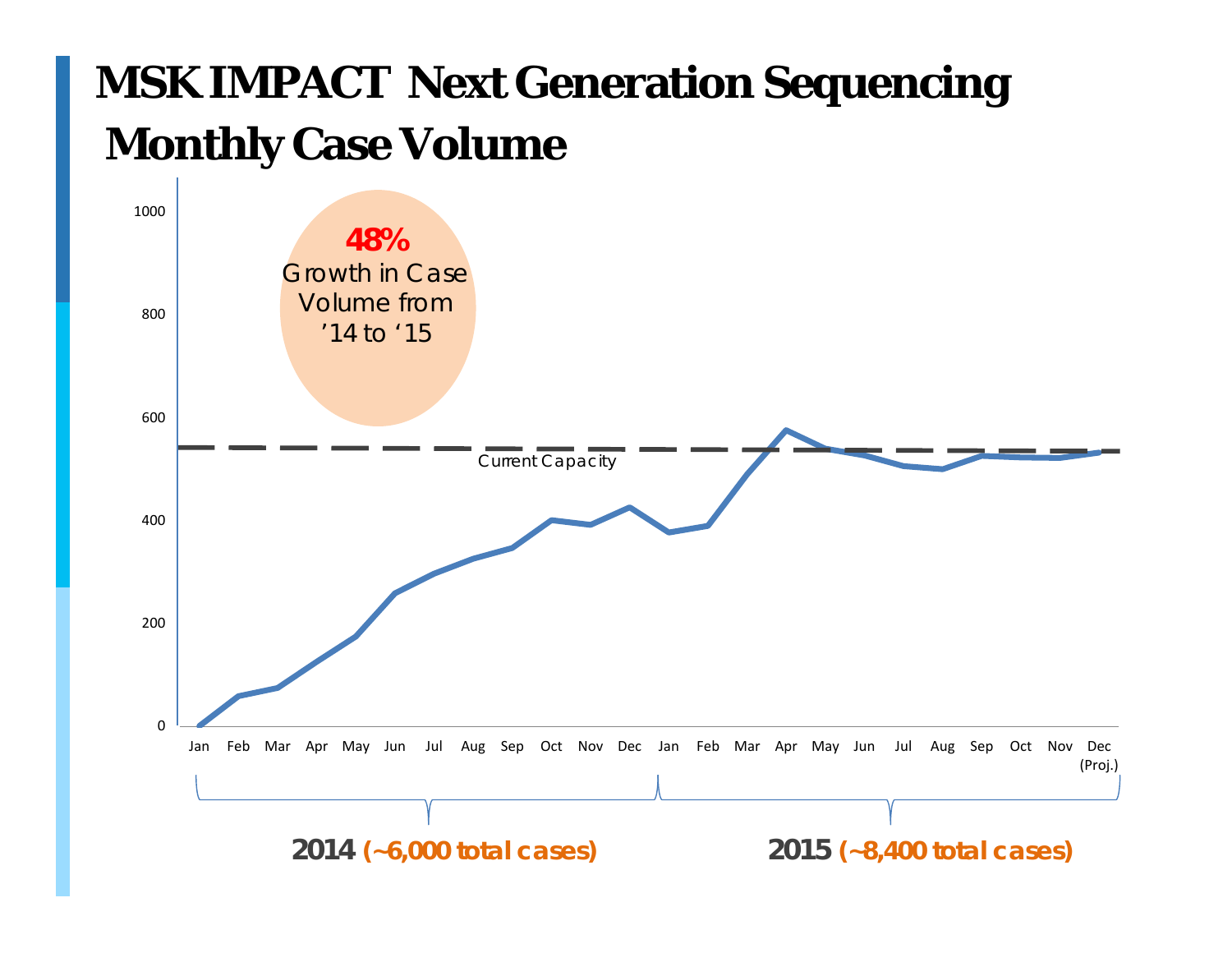# MSK IMPACT Next Generation Sequencing Monthly Case Volume

1000

800

600

400

200

0

**48%**
Growth in Case Volume from '14 to '15

Current Capacity

Jan Feb Mar Apr May Jun Jul Aug Sep Oct Nov Dec Jan Feb Mar Apr May Jun Jul Aug Sep Oct Nov Dec (Proj.)

**2014 (~6,000 total cases)**

**2015 (~8,400 total cases)**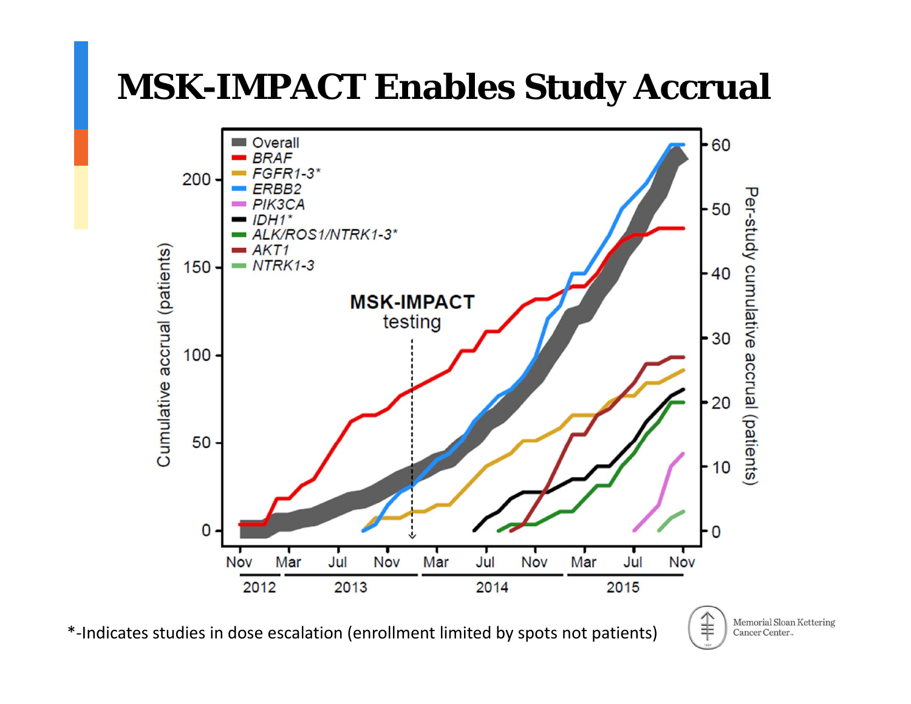# MSK-IMPACT Enables Study Accrual

Overall
*BRAF*
*FGFR1-3**
*ERBB2*
*PIK3CA*
*IDH1**
*ALK/ROS1/NTRK1-3**
*AKT1*
*NTRK1-3*

**MSK-IMPACT** testing

Cumulative accrual (patients)

0
50
100
150
200

Per-study cumulative accrual (patients)

0
10
20
30
40
50
60

Nov
Mar
Jul
Nov
Mar
Jul
Nov
Mar
Jul
Nov

2012
2013
2014
2015

*-Indicates studies in dose escalation (enrollment limited by spots not patients)

Memorial Sloan Kettering Cancer Center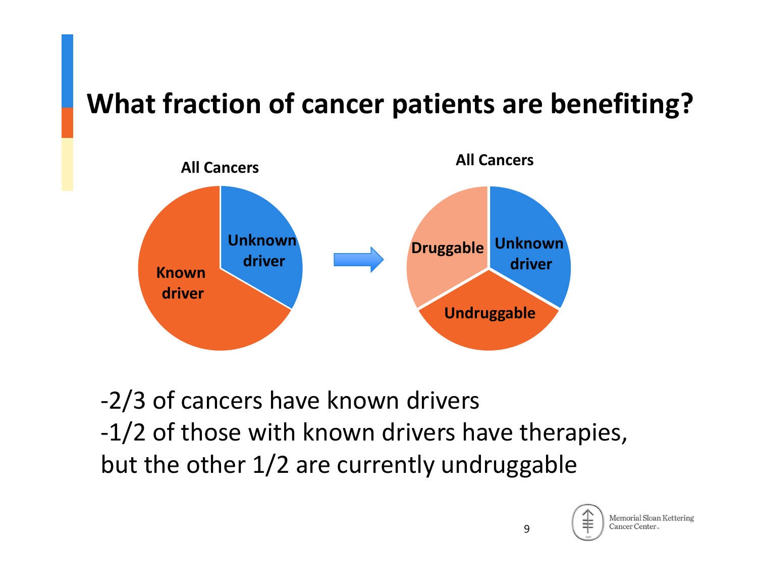# What fraction of cancer patients are benefiting?

All Cancers

Known driver

Unknown driver

All Cancers

Druggable

Unknown driver

Undruggable

-2/3 of cancers have known drivers

-1/2 of those with known drivers have therapies, but the other 1/2 are currently undruggable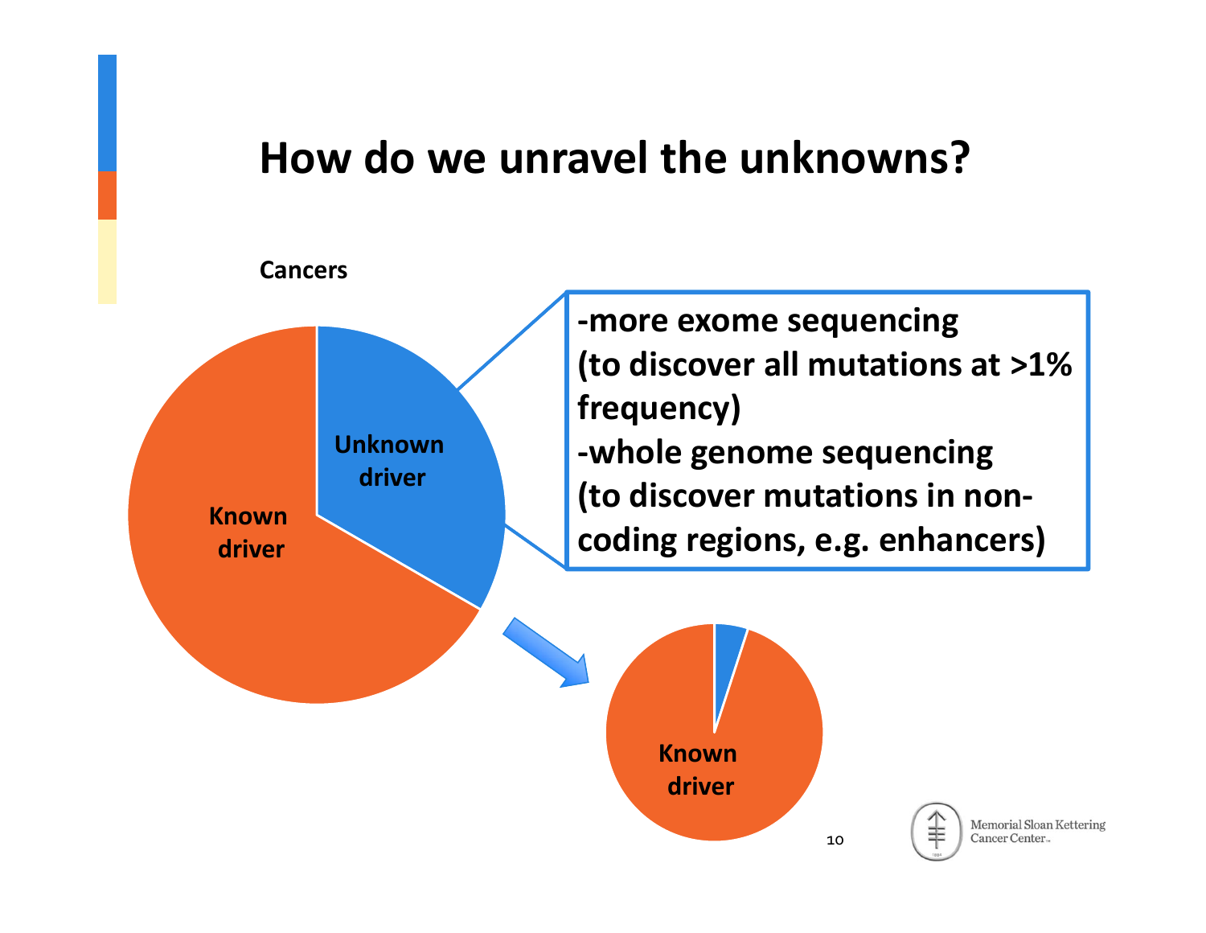# How do we unravel the unknowns?

**Cancers**

Unknown driver

Known driver

-more exome sequencing
(to discover all mutations at >1% frequency)
-whole genome sequencing
(to discover mutations in non-coding regions, e.g. enhancers)

Known driver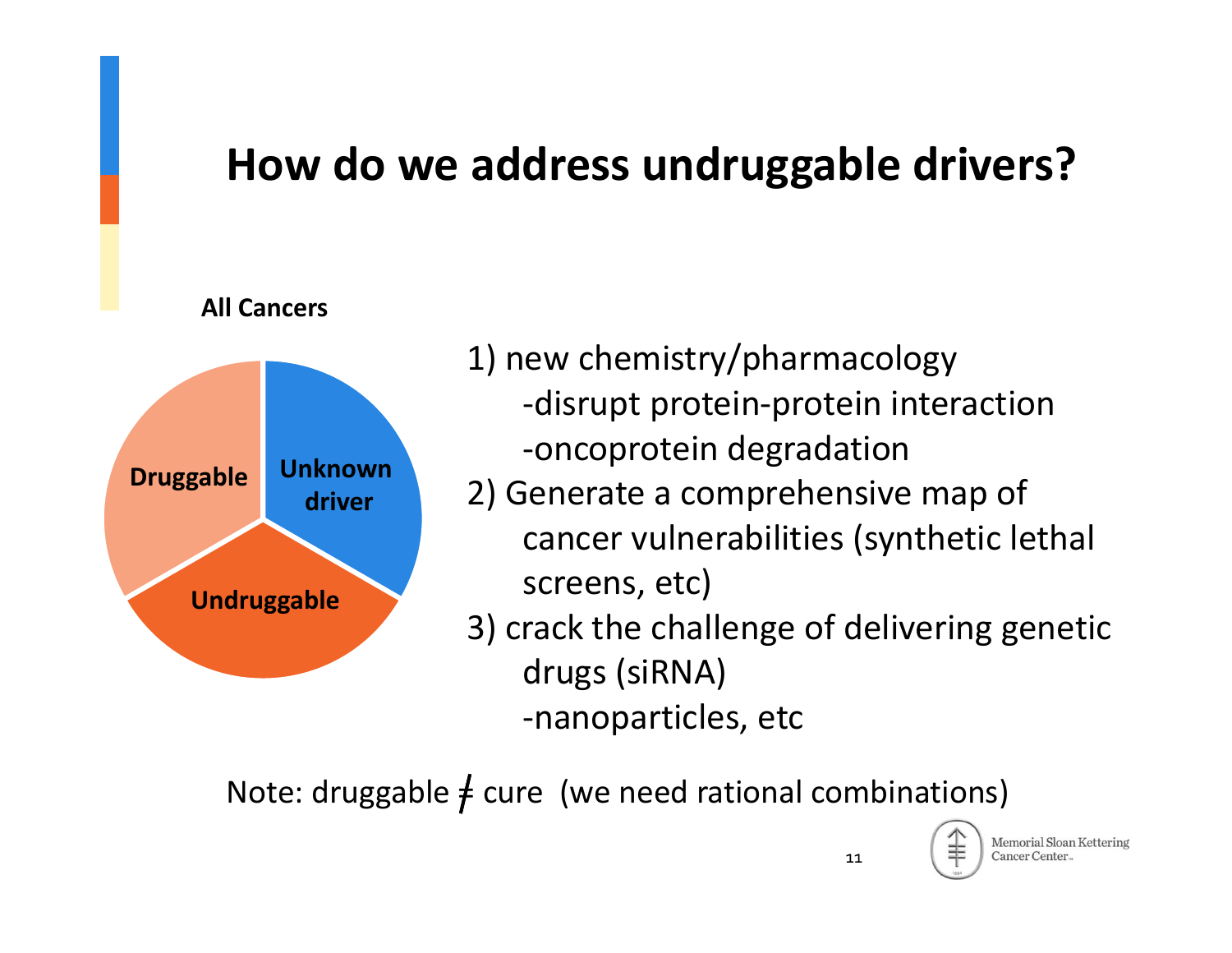# How do we address undruggable drivers?

**All Cancers**

Druggable

Unknown driver

Undruggable

1) new chemistry/pharmacology
   - disrupt protein-protein interaction
   - oncoprotein degradation
2) Generate a comprehensive map of cancer vulnerabilities (synthetic lethal screens, etc)
3) crack the challenge of delivering genetic drugs (siRNA)
   - nanoparticles, etc

Note: druggable ≠ cure (we need rational combinations)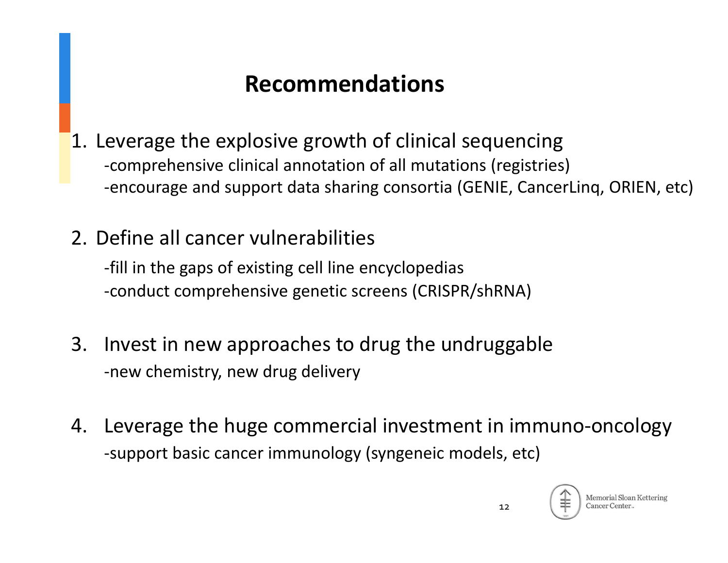# Recommendations

1. Leverage the explosive growth of clinical sequencing
   - comprehensive clinical annotation of all mutations (registries)
   - encourage and support data sharing consortia (GENIE, CancerLinq, ORIEN, etc)

2. Define all cancer vulnerabilities
   - fill in the gaps of existing cell line encyclopedias
   - conduct comprehensive genetic screens (CRISPR/shRNA)

3. Invest in new approaches to drug the undruggable
   - new chemistry, new drug delivery

4. Leverage the huge commercial investment in immuno-oncology
   - support basic cancer immunology (syngeneic models, etc)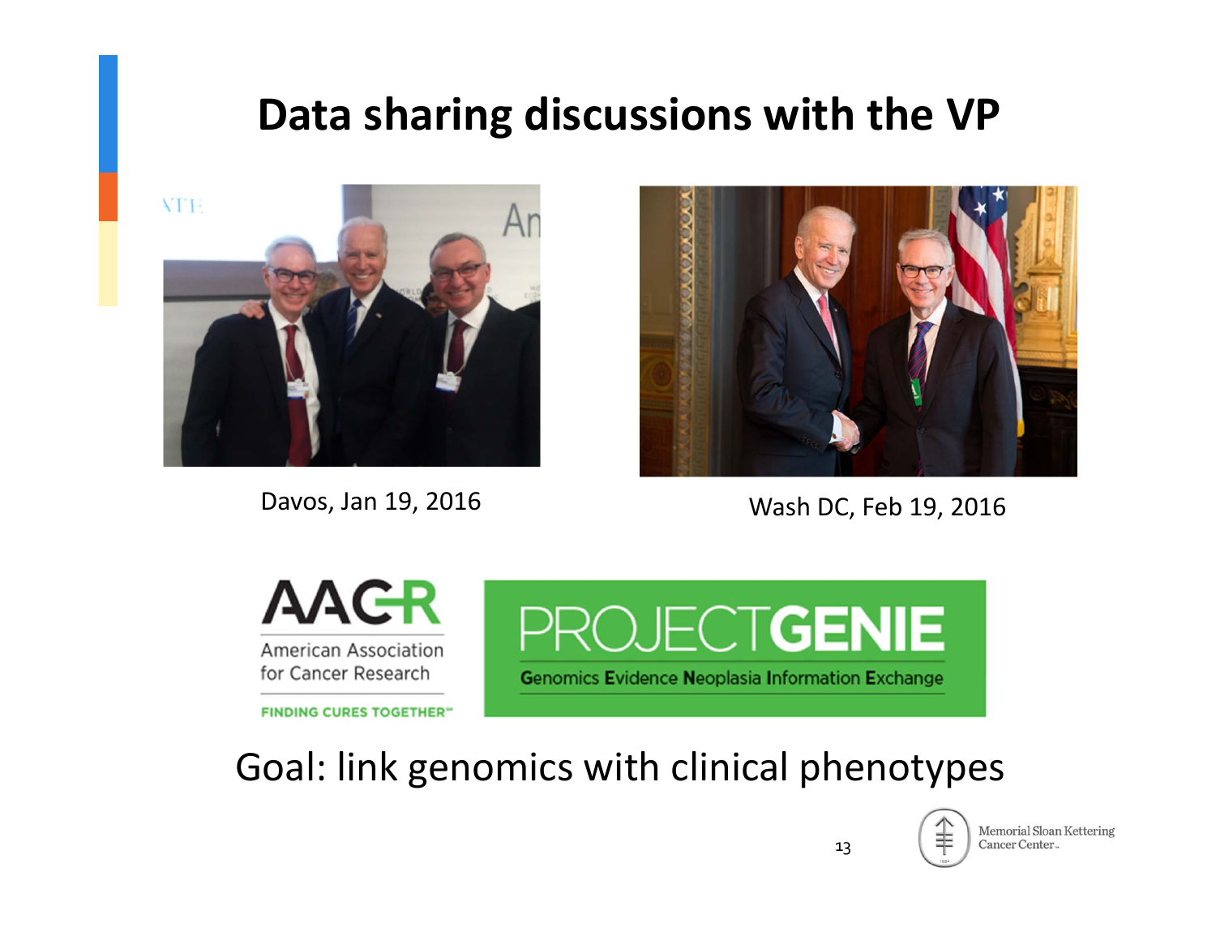# Data sharing discussions with the VP

Davos, Jan 19, 2016

Wash DC, Feb 19, 2016

AACR

American Association for Cancer Research

FINDING CURES TOGETHER

PROJECT GENIE

Genomics Evidence Neoplasia Information Exchange

Goal: link genomics with clinical phenotypes

Memorial Sloan Kettering Cancer Center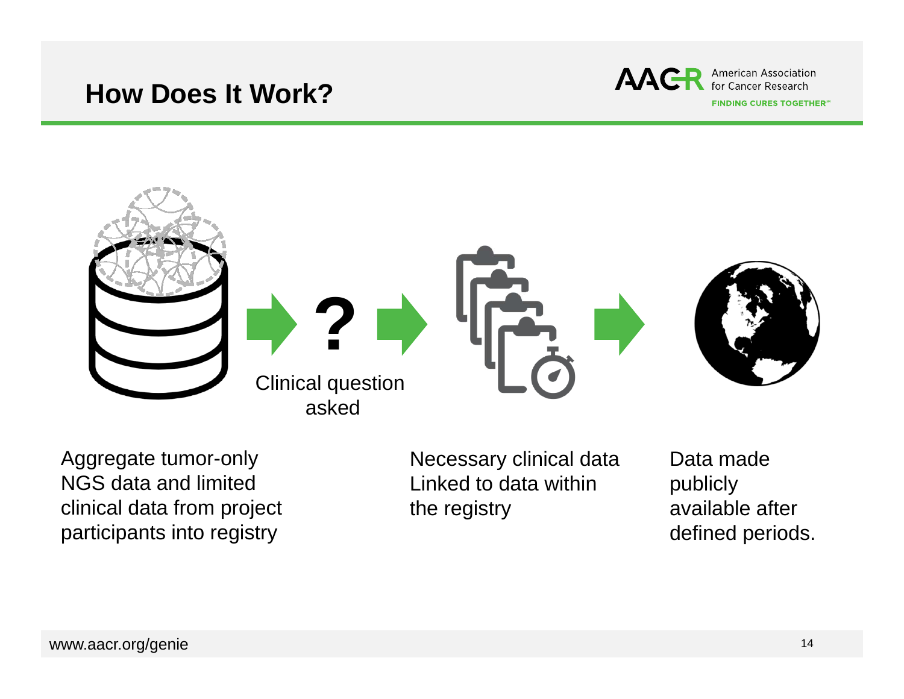# How Does It Work?

Clinical question asked

Aggregate tumor-only NGS data and limited clinical data from project participants into registry

Necessary clinical data Linked to data within the registry

Data made publicly available after defined periods.

www.aacr.org/genie